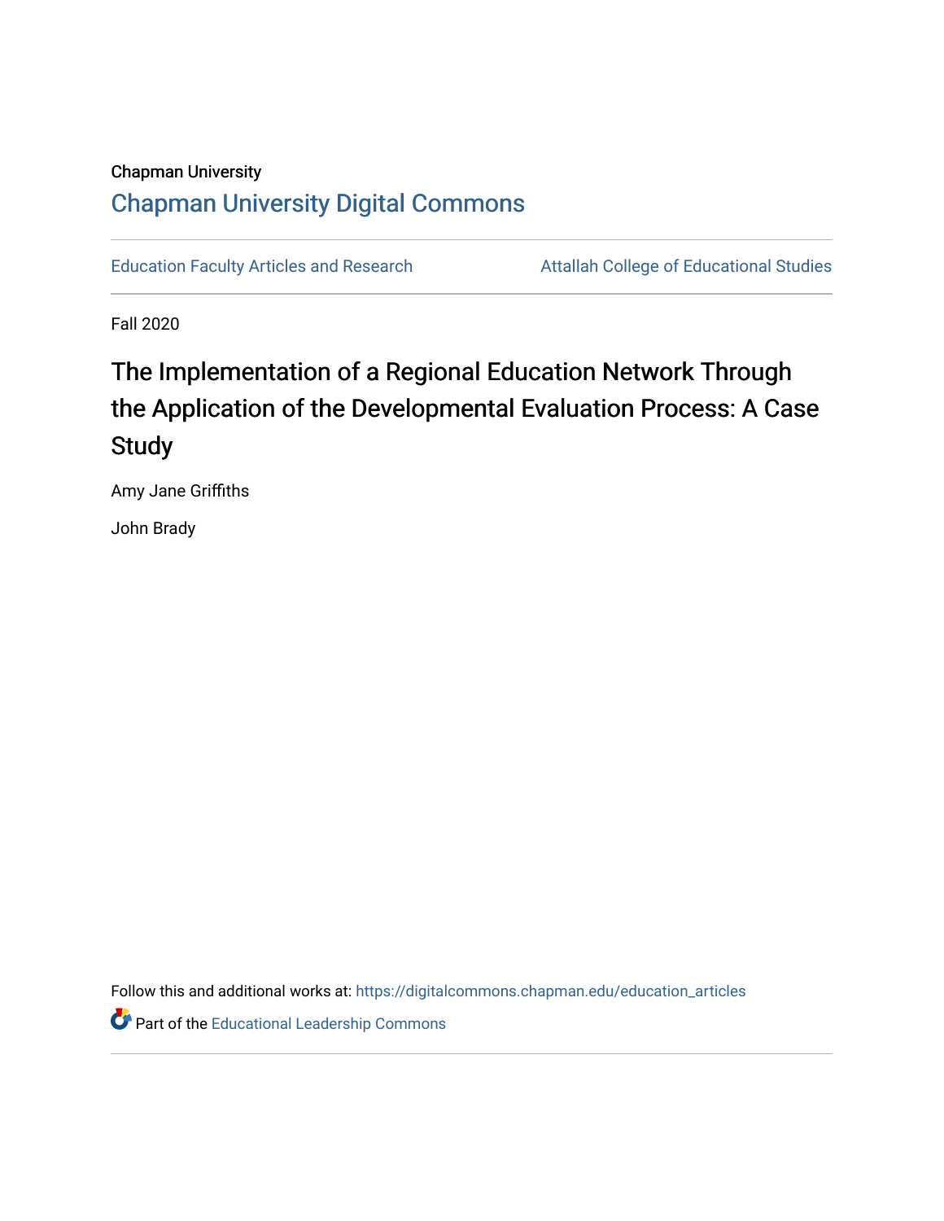Chapman University

## Chapman University Digital Commons

Education Faculty Articles and Research | Attallah College of Educational Studies

Fall 2020

# The Implementation of a Regional Education Network Through the Application of the Developmental Evaluation Process: A Case Study

Amy Jane Griffiths

John Brady

Follow this and additional works at: https://digitalcommons.chapman.edu/education_articles

Part of the Educational Leadership Commons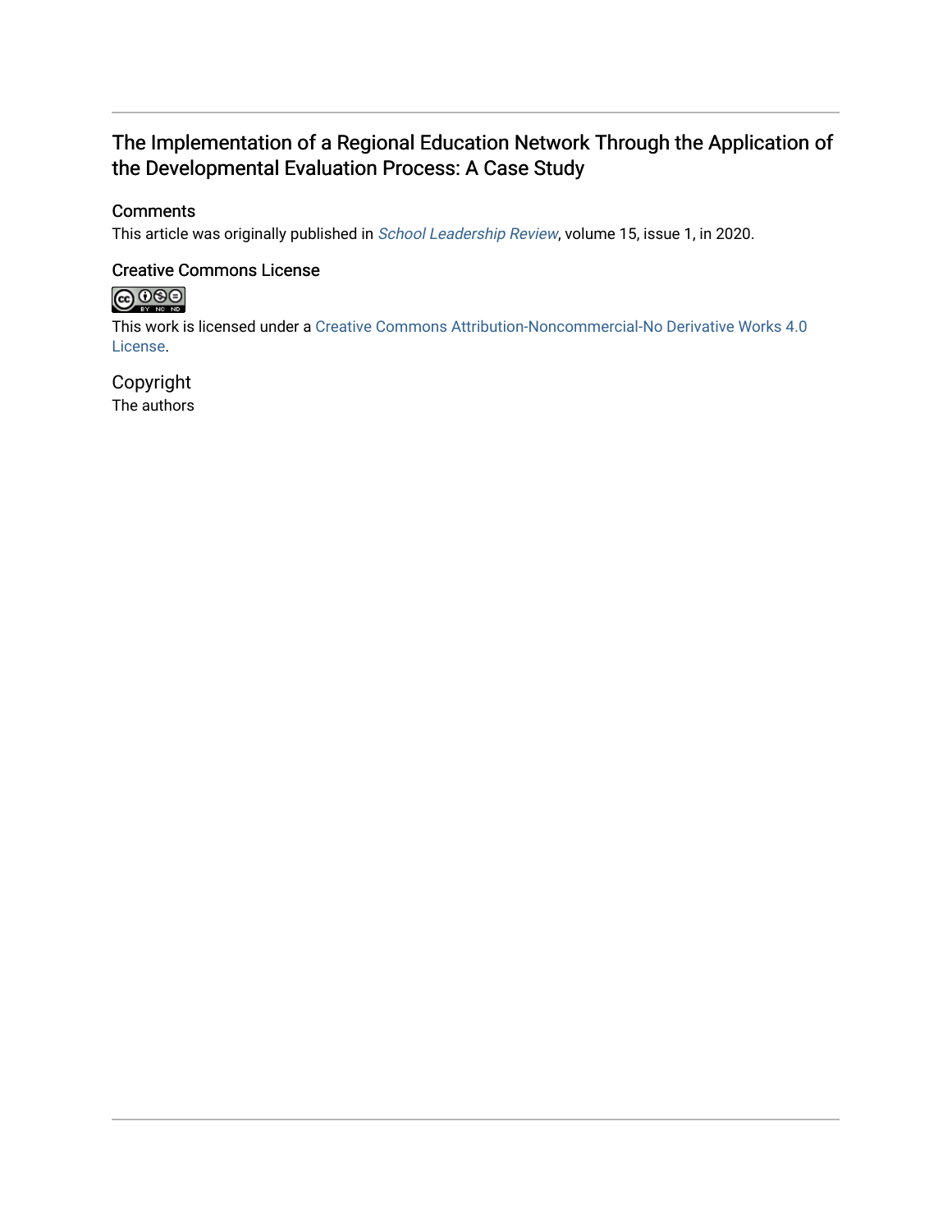## The Implementation of a Regional Education Network Through the Application of the Developmental Evaluation Process: A Case Study

### Comments

This article was originally published in *School Leadership Review*, volume 15, issue 1, in 2020.

### Creative Commons License

This work is licensed under a Creative Commons Attribution-Noncommercial-No Derivative Works 4.0 License.

### Copyright

The authors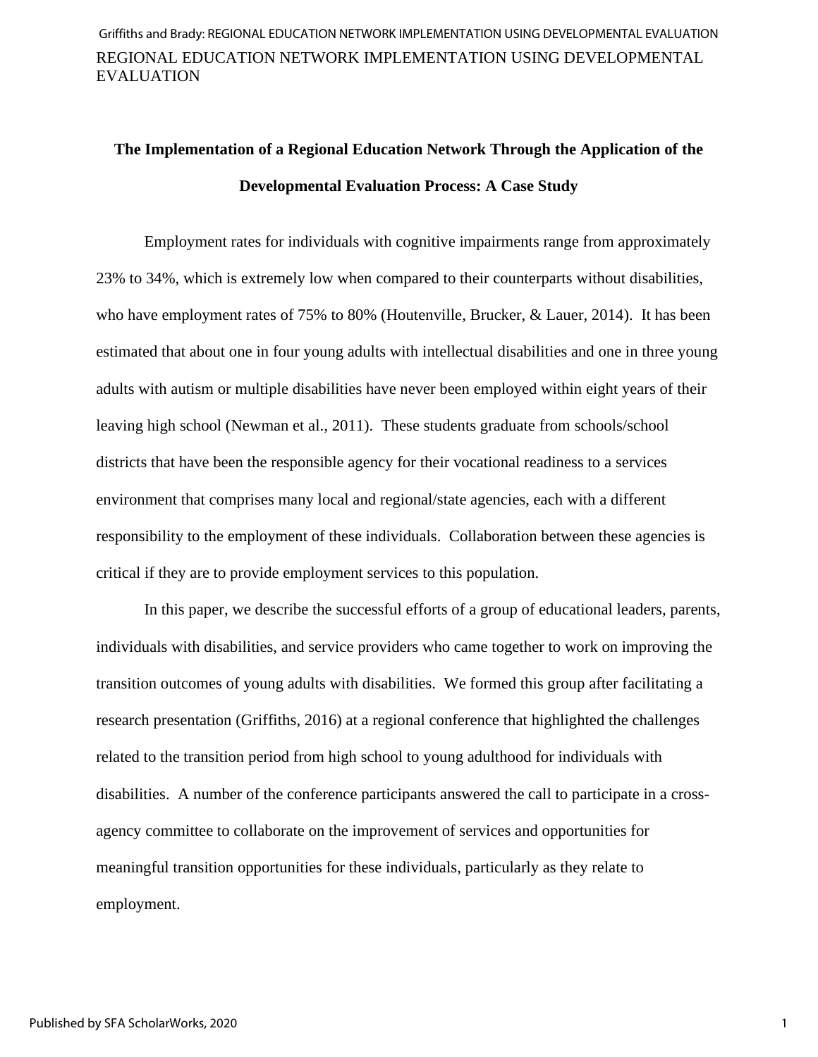## The Implementation of a Regional Education Network Through the Application of the Developmental Evaluation Process: A Case Study

Employment rates for individuals with cognitive impairments range from approximately 23% to 34%, which is extremely low when compared to their counterparts without disabilities, who have employment rates of 75% to 80% (Houtenville, Brucker, & Lauer, 2014). It has been estimated that about one in four young adults with intellectual disabilities and one in three young adults with autism or multiple disabilities have never been employed within eight years of their leaving high school (Newman et al., 2011). These students graduate from schools/school districts that have been the responsible agency for their vocational readiness to a services environment that comprises many local and regional/state agencies, each with a different responsibility to the employment of these individuals. Collaboration between these agencies is critical if they are to provide employment services to this population.

In this paper, we describe the successful efforts of a group of educational leaders, parents, individuals with disabilities, and service providers who came together to work on improving the transition outcomes of young adults with disabilities. We formed this group after facilitating a research presentation (Griffiths, 2016) at a regional conference that highlighted the challenges related to the transition period from high school to young adulthood for individuals with disabilities. A number of the conference participants answered the call to participate in a cross-agency committee to collaborate on the improvement of services and opportunities for meaningful transition opportunities for these individuals, particularly as they relate to employment.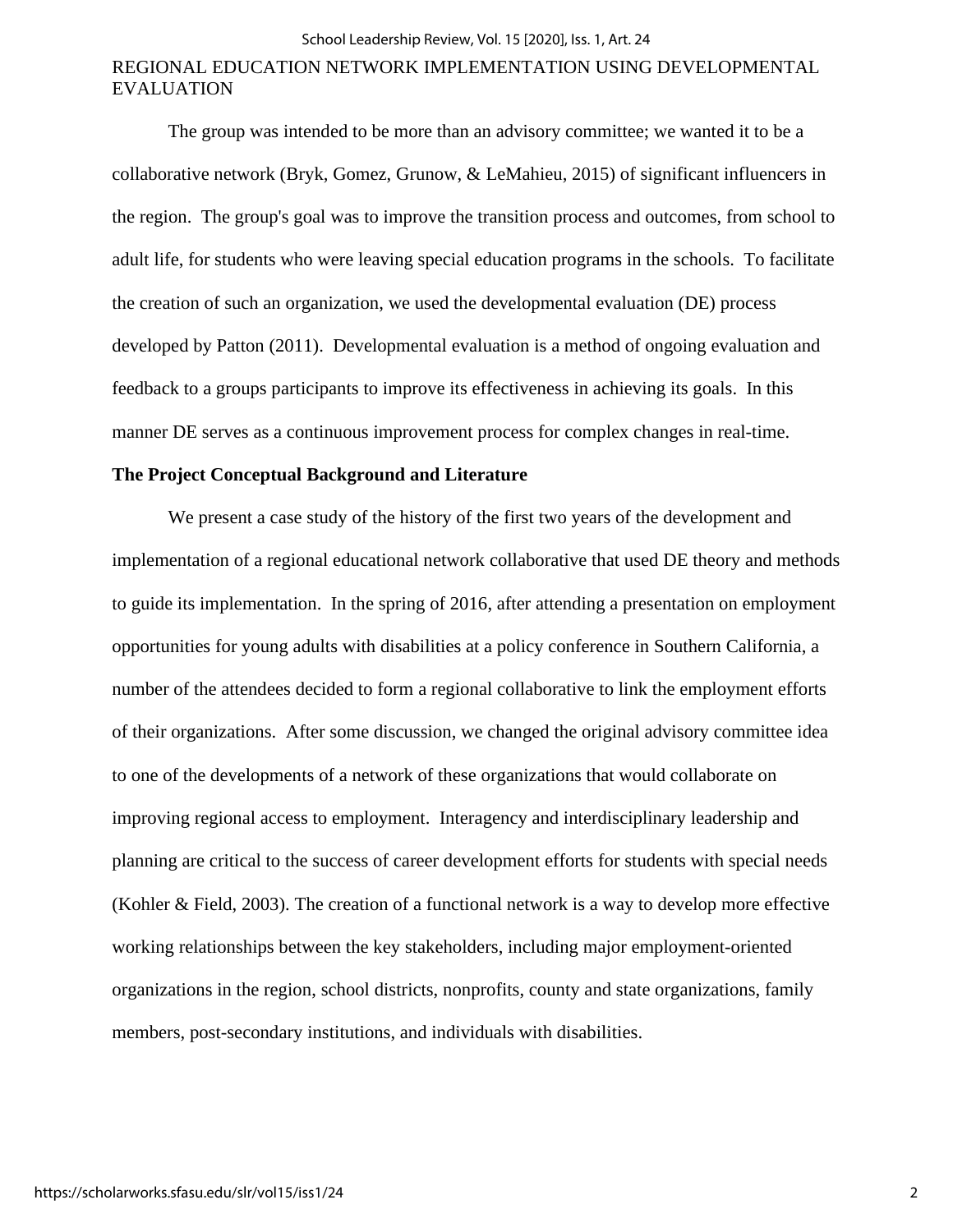The group was intended to be more than an advisory committee; we wanted it to be a collaborative network (Bryk, Gomez, Grunow, & LeMahieu, 2015) of significant influencers in the region. The group's goal was to improve the transition process and outcomes, from school to adult life, for students who were leaving special education programs in the schools. To facilitate the creation of such an organization, we used the developmental evaluation (DE) process developed by Patton (2011). Developmental evaluation is a method of ongoing evaluation and feedback to a groups participants to improve its effectiveness in achieving its goals. In this manner DE serves as a continuous improvement process for complex changes in real-time.

**The Project Conceptual Background and Literature**

We present a case study of the history of the first two years of the development and implementation of a regional educational network collaborative that used DE theory and methods to guide its implementation. In the spring of 2016, after attending a presentation on employment opportunities for young adults with disabilities at a policy conference in Southern California, a number of the attendees decided to form a regional collaborative to link the employment efforts of their organizations. After some discussion, we changed the original advisory committee idea to one of the developments of a network of these organizations that would collaborate on improving regional access to employment. Interagency and interdisciplinary leadership and planning are critical to the success of career development efforts for students with special needs (Kohler & Field, 2003). The creation of a functional network is a way to develop more effective working relationships between the key stakeholders, including major employment-oriented organizations in the region, school districts, nonprofits, county and state organizations, family members, post-secondary institutions, and individuals with disabilities.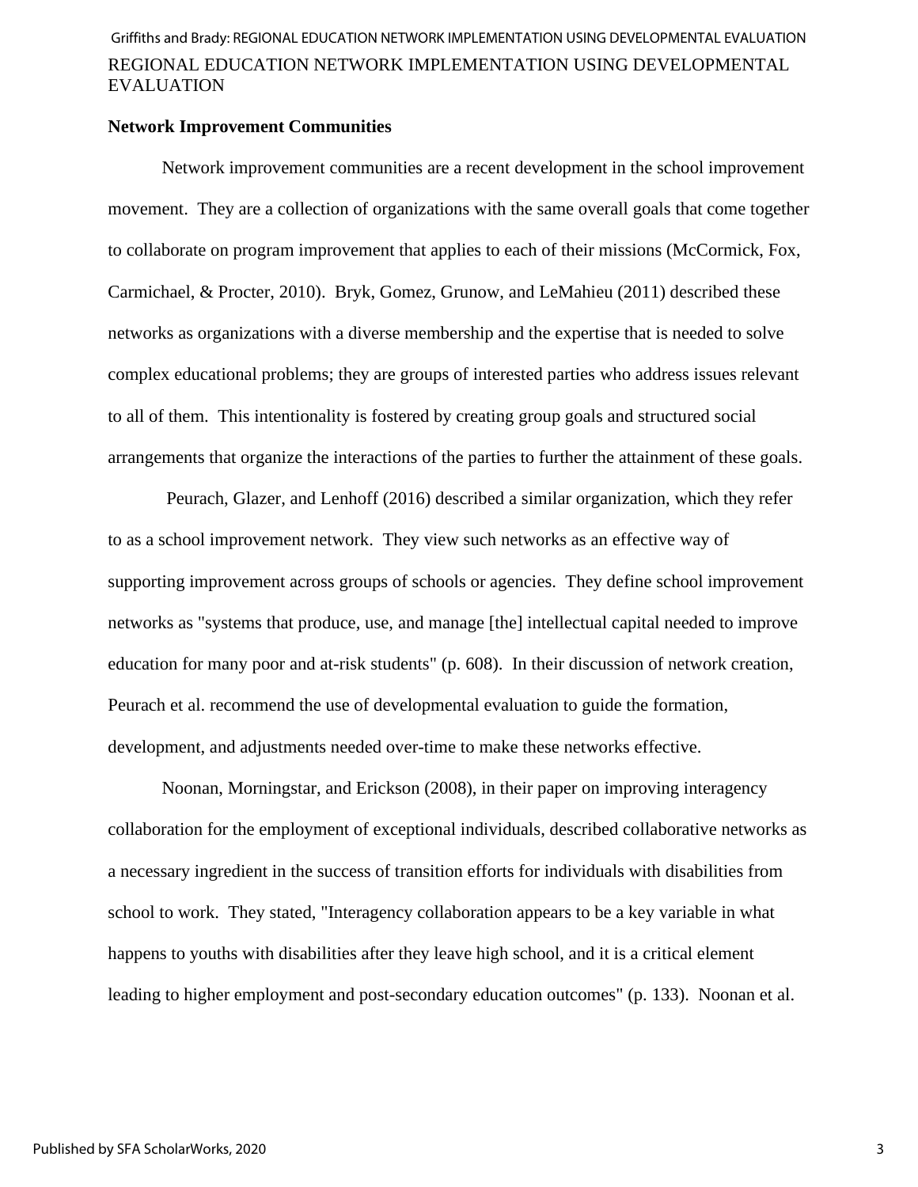## Network Improvement Communities

Network improvement communities are a recent development in the school improvement movement. They are a collection of organizations with the same overall goals that come together to collaborate on program improvement that applies to each of their missions (McCormick, Fox, Carmichael, & Procter, 2010). Bryk, Gomez, Grunow, and LeMahieu (2011) described these networks as organizations with a diverse membership and the expertise that is needed to solve complex educational problems; they are groups of interested parties who address issues relevant to all of them. This intentionality is fostered by creating group goals and structured social arrangements that organize the interactions of the parties to further the attainment of these goals.

Peurach, Glazer, and Lenhoff (2016) described a similar organization, which they refer to as a school improvement network. They view such networks as an effective way of supporting improvement across groups of schools or agencies. They define school improvement networks as "systems that produce, use, and manage [the] intellectual capital needed to improve education for many poor and at-risk students" (p. 608). In their discussion of network creation, Peurach et al. recommend the use of developmental evaluation to guide the formation, development, and adjustments needed over-time to make these networks effective.

Noonan, Morningstar, and Erickson (2008), in their paper on improving interagency collaboration for the employment of exceptional individuals, described collaborative networks as a necessary ingredient in the success of transition efforts for individuals with disabilities from school to work. They stated, "Interagency collaboration appears to be a key variable in what happens to youths with disabilities after they leave high school, and it is a critical element leading to higher employment and post-secondary education outcomes" (p. 133). Noonan et al.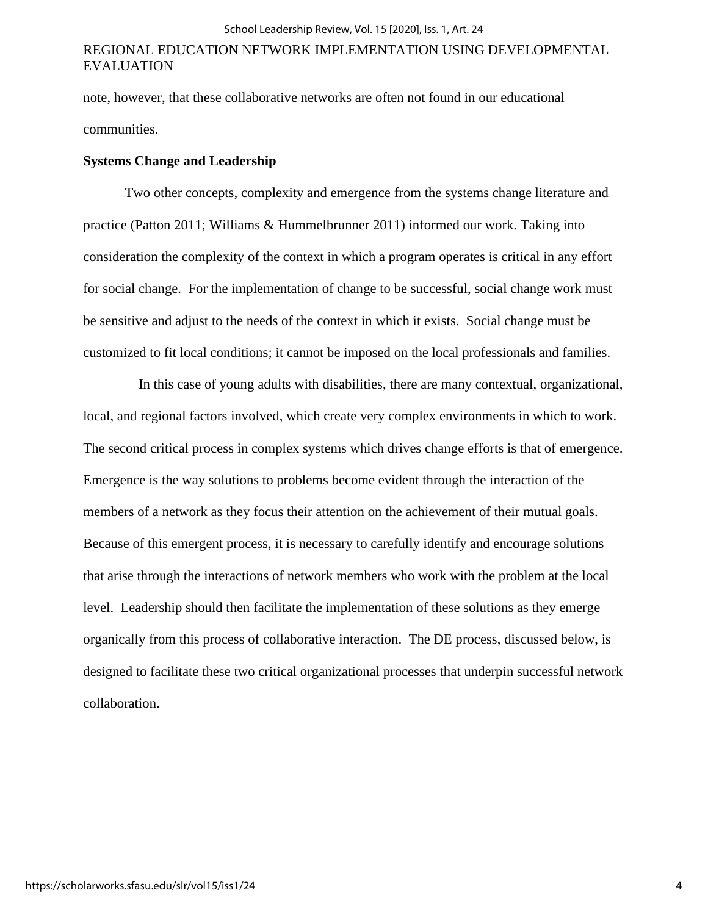note, however, that these collaborative networks are often not found in our educational communities.

## Systems Change and Leadership

Two other concepts, complexity and emergence from the systems change literature and practice (Patton 2011; Williams & Hummelbrunner 2011) informed our work. Taking into consideration the complexity of the context in which a program operates is critical in any effort for social change. For the implementation of change to be successful, social change work must be sensitive and adjust to the needs of the context in which it exists. Social change must be customized to fit local conditions; it cannot be imposed on the local professionals and families.

In this case of young adults with disabilities, there are many contextual, organizational, local, and regional factors involved, which create very complex environments in which to work. The second critical process in complex systems which drives change efforts is that of emergence. Emergence is the way solutions to problems become evident through the interaction of the members of a network as they focus their attention on the achievement of their mutual goals. Because of this emergent process, it is necessary to carefully identify and encourage solutions that arise through the interactions of network members who work with the problem at the local level. Leadership should then facilitate the implementation of these solutions as they emerge organically from this process of collaborative interaction. The DE process, discussed below, is designed to facilitate these two critical organizational processes that underpin successful network collaboration.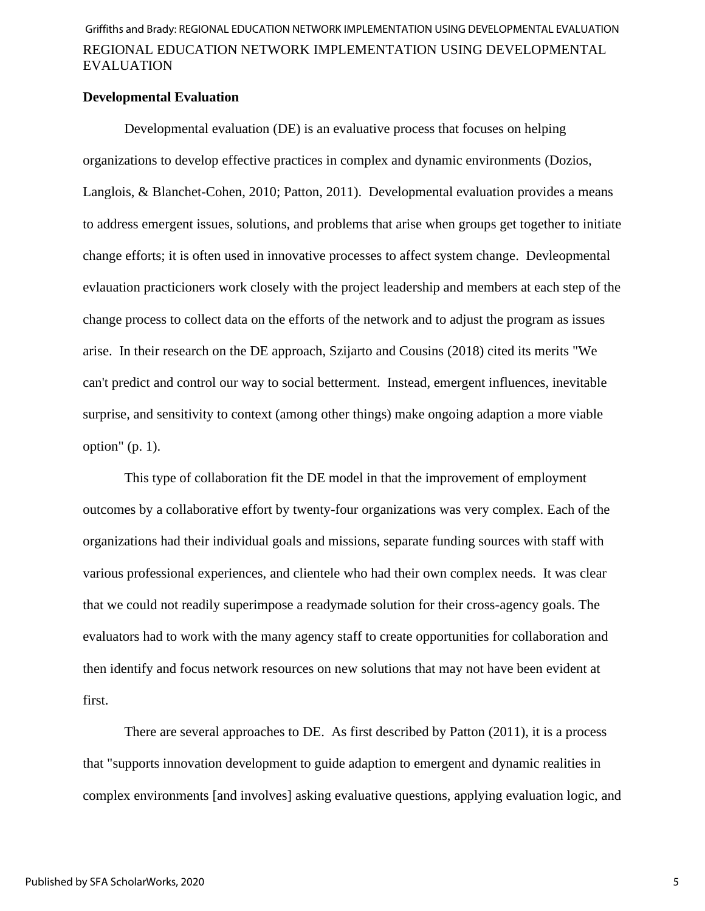## Developmental Evaluation

Developmental evaluation (DE) is an evaluative process that focuses on helping organizations to develop effective practices in complex and dynamic environments (Dozios, Langlois, & Blanchet-Cohen, 2010; Patton, 2011). Developmental evaluation provides a means to address emergent issues, solutions, and problems that arise when groups get together to initiate change efforts; it is often used in innovative processes to affect system change. Devleopmental evlauation practicioners work closely with the project leadership and members at each step of the change process to collect data on the efforts of the network and to adjust the program as issues arise. In their research on the DE approach, Szijarto and Cousins (2018) cited its merits "We can't predict and control our way to social betterment. Instead, emergent influences, inevitable surprise, and sensitivity to context (among other things) make ongoing adaption a more viable option" (p. 1).

This type of collaboration fit the DE model in that the improvement of employment outcomes by a collaborative effort by twenty-four organizations was very complex. Each of the organizations had their individual goals and missions, separate funding sources with staff with various professional experiences, and clientele who had their own complex needs. It was clear that we could not readily superimpose a readymade solution for their cross-agency goals. The evaluators had to work with the many agency staff to create opportunities for collaboration and then identify and focus network resources on new solutions that may not have been evident at first.

There are several approaches to DE. As first described by Patton (2011), it is a process that "supports innovation development to guide adaption to emergent and dynamic realities in complex environments [and involves] asking evaluative questions, applying evaluation logic, and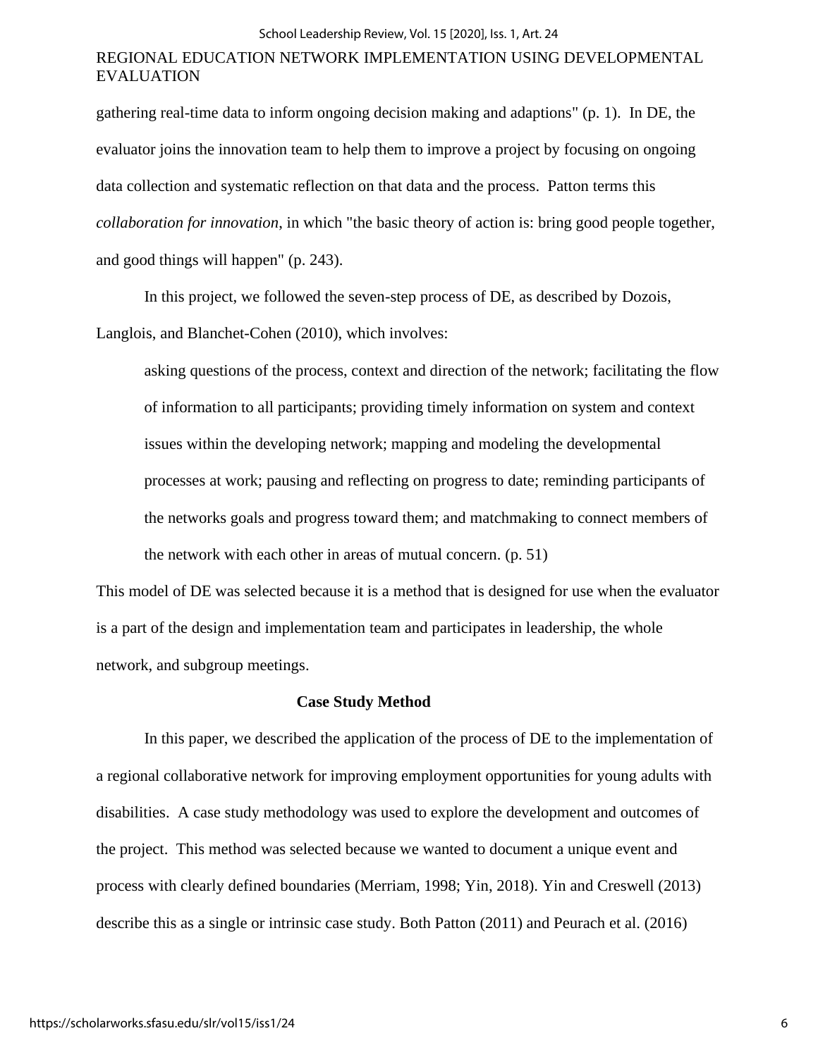gathering real-time data to inform ongoing decision making and adaptions" (p. 1). In DE, the evaluator joins the innovation team to help them to improve a project by focusing on ongoing data collection and systematic reflection on that data and the process. Patton terms this *collaboration for innovation*, in which "the basic theory of action is: bring good people together, and good things will happen" (p. 243).

In this project, we followed the seven-step process of DE, as described by Dozois, Langlois, and Blanchet-Cohen (2010), which involves:

> asking questions of the process, context and direction of the network; facilitating the flow of information to all participants; providing timely information on system and context issues within the developing network; mapping and modeling the developmental processes at work; pausing and reflecting on progress to date; reminding participants of the networks goals and progress toward them; and matchmaking to connect members of the network with each other in areas of mutual concern. (p. 51)

This model of DE was selected because it is a method that is designed for use when the evaluator is a part of the design and implementation team and participates in leadership, the whole network, and subgroup meetings.

## Case Study Method

In this paper, we described the application of the process of DE to the implementation of a regional collaborative network for improving employment opportunities for young adults with disabilities. A case study methodology was used to explore the development and outcomes of the project. This method was selected because we wanted to document a unique event and process with clearly defined boundaries (Merriam, 1998; Yin, 2018). Yin and Creswell (2013) describe this as a single or intrinsic case study. Both Patton (2011) and Peurach et al. (2016)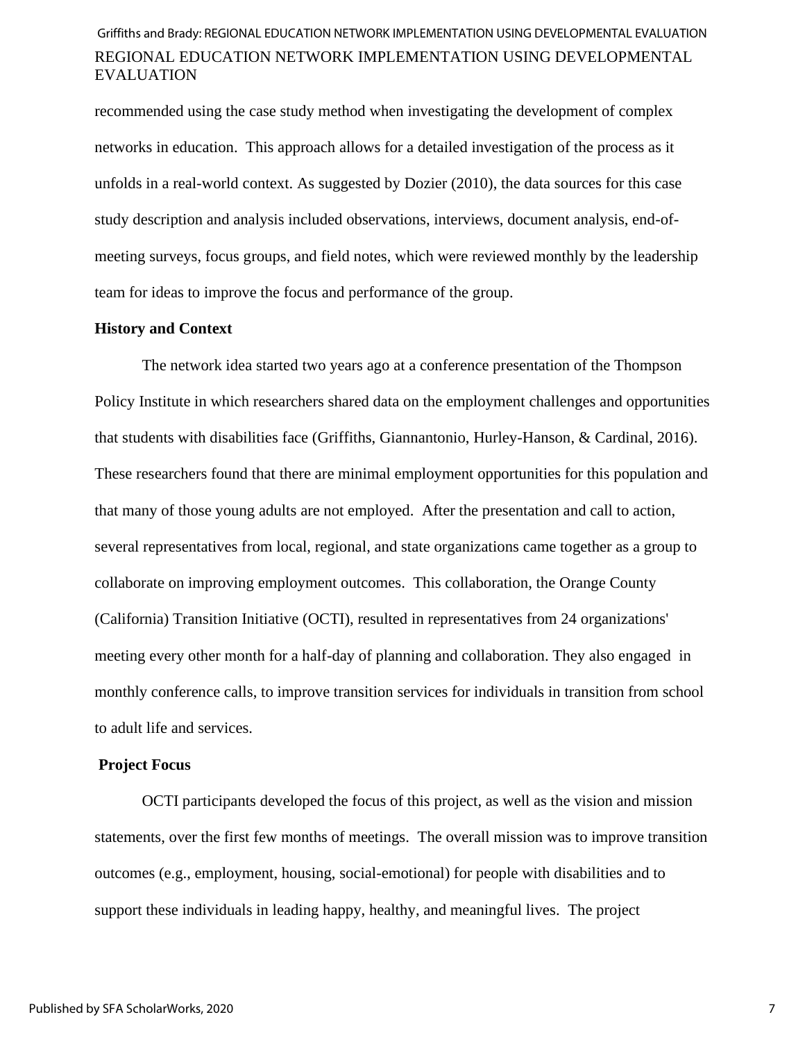recommended using the case study method when investigating the development of complex networks in education. This approach allows for a detailed investigation of the process as it unfolds in a real-world context. As suggested by Dozier (2010), the data sources for this case study description and analysis included observations, interviews, document analysis, end-of-meeting surveys, focus groups, and field notes, which were reviewed monthly by the leadership team for ideas to improve the focus and performance of the group.

**History and Context**

The network idea started two years ago at a conference presentation of the Thompson Policy Institute in which researchers shared data on the employment challenges and opportunities that students with disabilities face (Griffiths, Giannantonio, Hurley-Hanson, & Cardinal, 2016). These researchers found that there are minimal employment opportunities for this population and that many of those young adults are not employed. After the presentation and call to action, several representatives from local, regional, and state organizations came together as a group to collaborate on improving employment outcomes. This collaboration, the Orange County (California) Transition Initiative (OCTI), resulted in representatives from 24 organizations' meeting every other month for a half-day of planning and collaboration. They also engaged in monthly conference calls, to improve transition services for individuals in transition from school to adult life and services.

**Project Focus**

OCTI participants developed the focus of this project, as well as the vision and mission statements, over the first few months of meetings. The overall mission was to improve transition outcomes (e.g., employment, housing, social-emotional) for people with disabilities and to support these individuals in leading happy, healthy, and meaningful lives. The project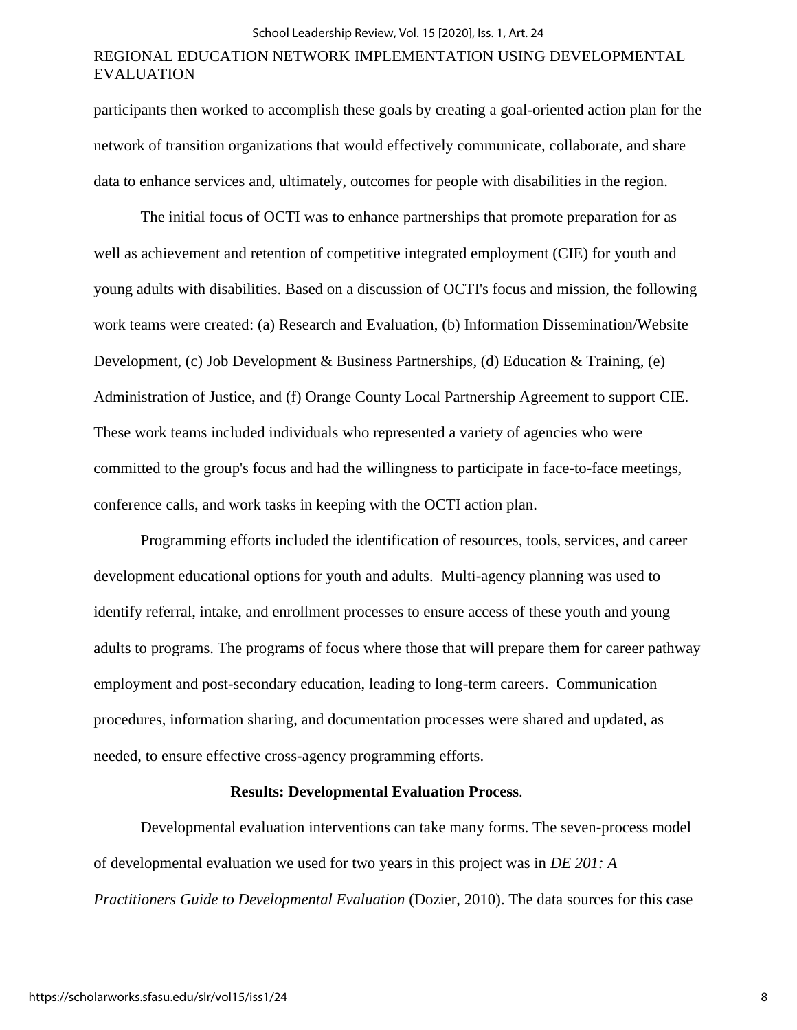participants then worked to accomplish these goals by creating a goal-oriented action plan for the network of transition organizations that would effectively communicate, collaborate, and share data to enhance services and, ultimately, outcomes for people with disabilities in the region.

The initial focus of OCTI was to enhance partnerships that promote preparation for as well as achievement and retention of competitive integrated employment (CIE) for youth and young adults with disabilities. Based on a discussion of OCTI's focus and mission, the following work teams were created: (a) Research and Evaluation, (b) Information Dissemination/Website Development, (c) Job Development & Business Partnerships, (d) Education & Training, (e) Administration of Justice, and (f) Orange County Local Partnership Agreement to support CIE. These work teams included individuals who represented a variety of agencies who were committed to the group's focus and had the willingness to participate in face-to-face meetings, conference calls, and work tasks in keeping with the OCTI action plan.

Programming efforts included the identification of resources, tools, services, and career development educational options for youth and adults. Multi-agency planning was used to identify referral, intake, and enrollment processes to ensure access of these youth and young adults to programs. The programs of focus where those that will prepare them for career pathway employment and post-secondary education, leading to long-term careers. Communication procedures, information sharing, and documentation processes were shared and updated, as needed, to ensure effective cross-agency programming efforts.

**Results: Developmental Evaluation Process**.

Developmental evaluation interventions can take many forms. The seven-process model of developmental evaluation we used for two years in this project was in *DE 201: A Practitioners Guide to Developmental Evaluation* (Dozier, 2010). The data sources for this case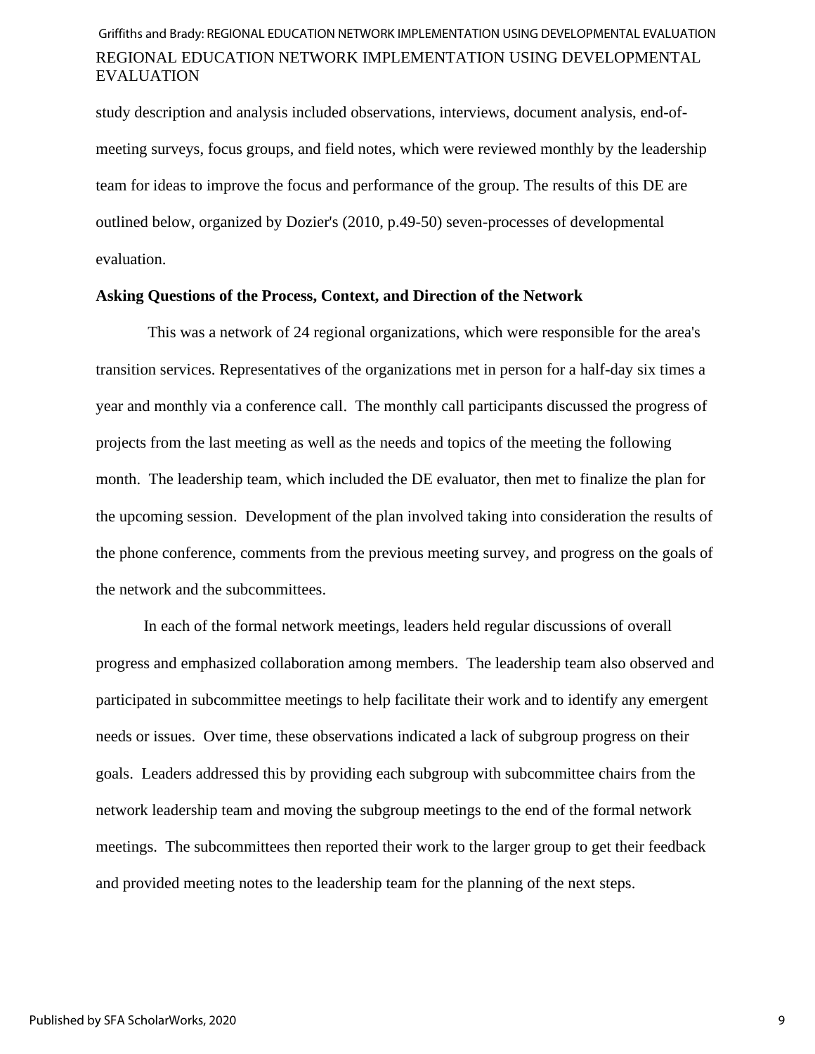study description and analysis included observations, interviews, document analysis, end-of-meeting surveys, focus groups, and field notes, which were reviewed monthly by the leadership team for ideas to improve the focus and performance of the group. The results of this DE are outlined below, organized by Dozier's (2010, p.49-50) seven-processes of developmental evaluation.

**Asking Questions of the Process, Context, and Direction of the Network**

This was a network of 24 regional organizations, which were responsible for the area's transition services. Representatives of the organizations met in person for a half-day six times a year and monthly via a conference call. The monthly call participants discussed the progress of projects from the last meeting as well as the needs and topics of the meeting the following month. The leadership team, which included the DE evaluator, then met to finalize the plan for the upcoming session. Development of the plan involved taking into consideration the results of the phone conference, comments from the previous meeting survey, and progress on the goals of the network and the subcommittees.

In each of the formal network meetings, leaders held regular discussions of overall progress and emphasized collaboration among members. The leadership team also observed and participated in subcommittee meetings to help facilitate their work and to identify any emergent needs or issues. Over time, these observations indicated a lack of subgroup progress on their goals. Leaders addressed this by providing each subgroup with subcommittee chairs from the network leadership team and moving the subgroup meetings to the end of the formal network meetings. The subcommittees then reported their work to the larger group to get their feedback and provided meeting notes to the leadership team for the planning of the next steps.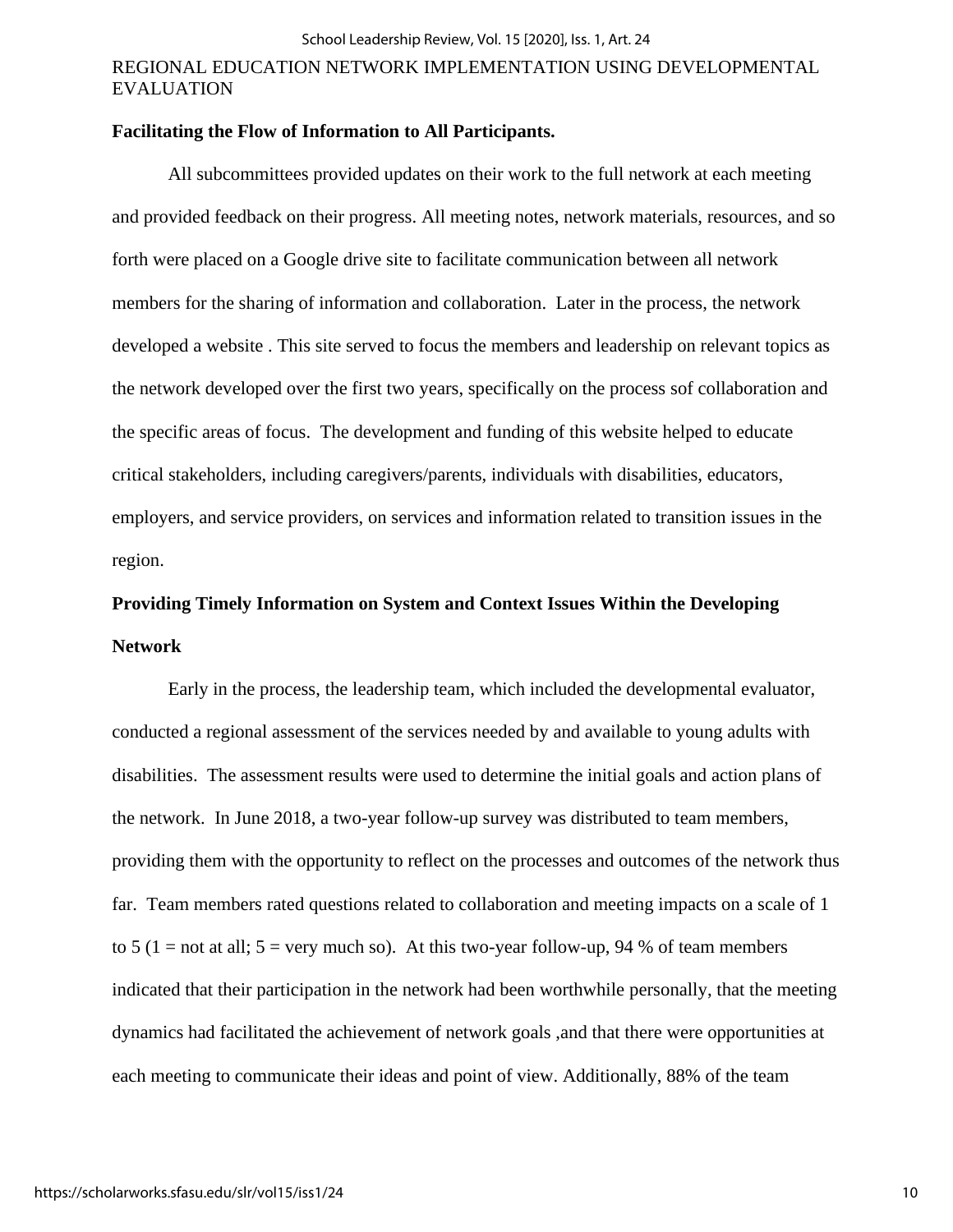**Facilitating the Flow of Information to All Participants.**

All subcommittees provided updates on their work to the full network at each meeting and provided feedback on their progress. All meeting notes, network materials, resources, and so forth were placed on a Google drive site to facilitate communication between all network members for the sharing of information and collaboration. Later in the process, the network developed a website . This site served to focus the members and leadership on relevant topics as the network developed over the first two years, specifically on the process sof collaboration and the specific areas of focus. The development and funding of this website helped to educate critical stakeholders, including caregivers/parents, individuals with disabilities, educators, employers, and service providers, on services and information related to transition issues in the region.

**Providing Timely Information on System and Context Issues Within the Developing Network**

Early in the process, the leadership team, which included the developmental evaluator, conducted a regional assessment of the services needed by and available to young adults with disabilities. The assessment results were used to determine the initial goals and action plans of the network. In June 2018, a two-year follow-up survey was distributed to team members, providing them with the opportunity to reflect on the processes and outcomes of the network thus far. Team members rated questions related to collaboration and meeting impacts on a scale of 1 to 5 (1 = not at all; 5 = very much so). At this two-year follow-up, 94 % of team members indicated that their participation in the network had been worthwhile personally, that the meeting dynamics had facilitated the achievement of network goals ,and that there were opportunities at each meeting to communicate their ideas and point of view. Additionally, 88% of the team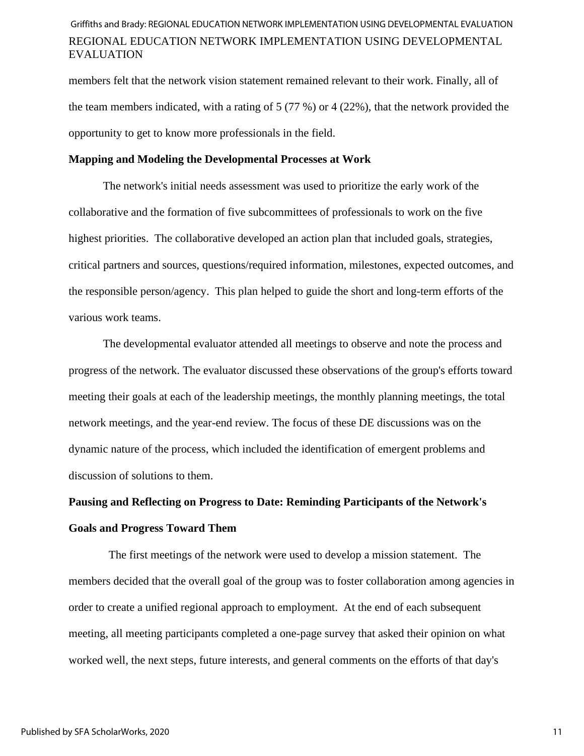members felt that the network vision statement remained relevant to their work. Finally, all of the team members indicated, with a rating of 5 (77 %) or 4 (22%), that the network provided the opportunity to get to know more professionals in the field.

### Mapping and Modeling the Developmental Processes at Work

The network's initial needs assessment was used to prioritize the early work of the collaborative and the formation of five subcommittees of professionals to work on the five highest priorities. The collaborative developed an action plan that included goals, strategies, critical partners and sources, questions/required information, milestones, expected outcomes, and the responsible person/agency. This plan helped to guide the short and long-term efforts of the various work teams.

The developmental evaluator attended all meetings to observe and note the process and progress of the network. The evaluator discussed these observations of the group's efforts toward meeting their goals at each of the leadership meetings, the monthly planning meetings, the total network meetings, and the year-end review. The focus of these DE discussions was on the dynamic nature of the process, which included the identification of emergent problems and discussion of solutions to them.

### Pausing and Reflecting on Progress to Date: Reminding Participants of the Network's Goals and Progress Toward Them

The first meetings of the network were used to develop a mission statement. The members decided that the overall goal of the group was to foster collaboration among agencies in order to create a unified regional approach to employment. At the end of each subsequent meeting, all meeting participants completed a one-page survey that asked their opinion on what worked well, the next steps, future interests, and general comments on the efforts of that day's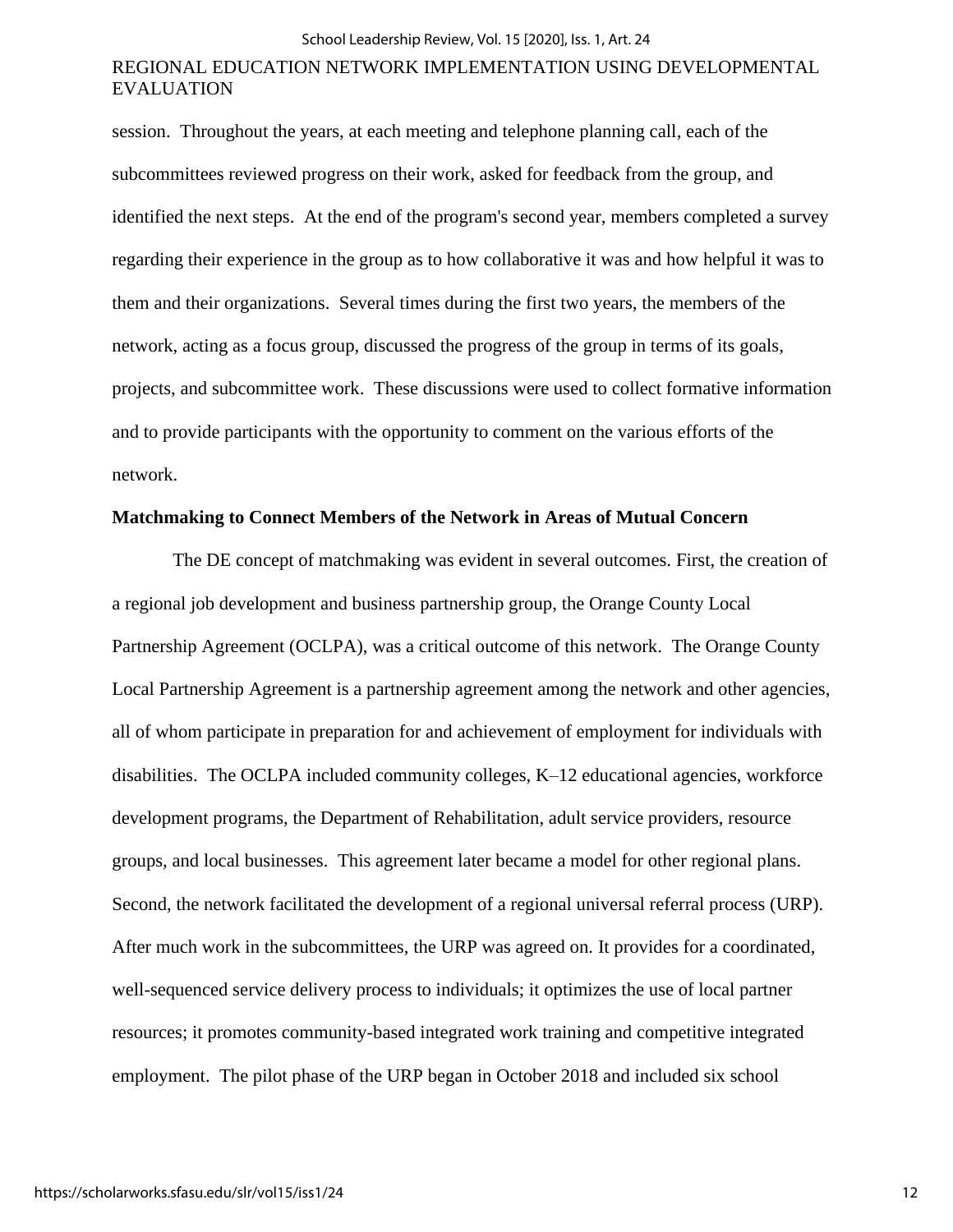session. Throughout the years, at each meeting and telephone planning call, each of the subcommittees reviewed progress on their work, asked for feedback from the group, and identified the next steps. At the end of the program's second year, members completed a survey regarding their experience in the group as to how collaborative it was and how helpful it was to them and their organizations. Several times during the first two years, the members of the network, acting as a focus group, discussed the progress of the group in terms of its goals, projects, and subcommittee work. These discussions were used to collect formative information and to provide participants with the opportunity to comment on the various efforts of the network.

**Matchmaking to Connect Members of the Network in Areas of Mutual Concern**

The DE concept of matchmaking was evident in several outcomes. First, the creation of a regional job development and business partnership group, the Orange County Local Partnership Agreement (OCLPA), was a critical outcome of this network. The Orange County Local Partnership Agreement is a partnership agreement among the network and other agencies, all of whom participate in preparation for and achievement of employment for individuals with disabilities. The OCLPA included community colleges, K–12 educational agencies, workforce development programs, the Department of Rehabilitation, adult service providers, resource groups, and local businesses. This agreement later became a model for other regional plans. Second, the network facilitated the development of a regional universal referral process (URP). After much work in the subcommittees, the URP was agreed on. It provides for a coordinated, well-sequenced service delivery process to individuals; it optimizes the use of local partner resources; it promotes community-based integrated work training and competitive integrated employment. The pilot phase of the URP began in October 2018 and included six school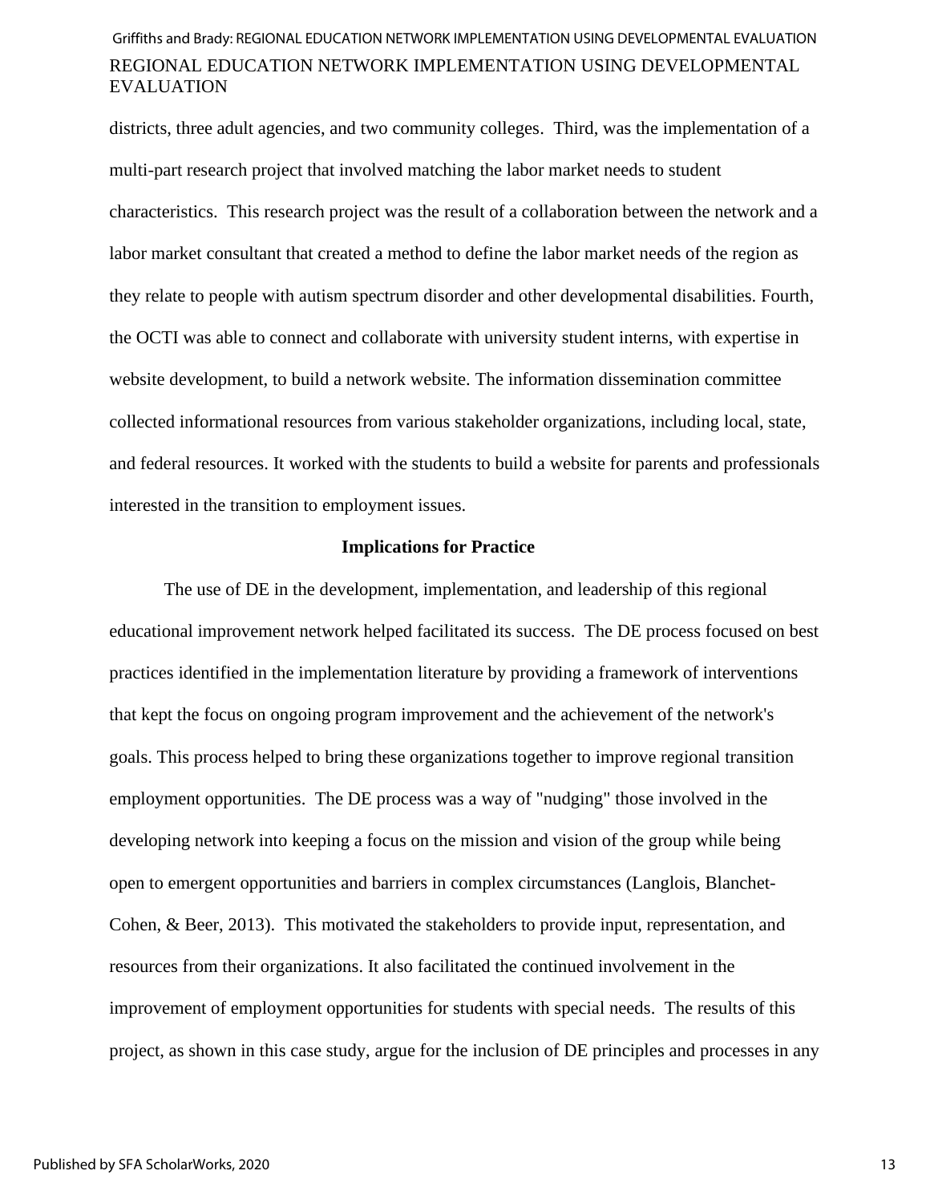districts, three adult agencies, and two community colleges. Third, was the implementation of a multi-part research project that involved matching the labor market needs to student characteristics. This research project was the result of a collaboration between the network and a labor market consultant that created a method to define the labor market needs of the region as they relate to people with autism spectrum disorder and other developmental disabilities. Fourth, the OCTI was able to connect and collaborate with university student interns, with expertise in website development, to build a network website. The information dissemination committee collected informational resources from various stakeholder organizations, including local, state, and federal resources. It worked with the students to build a website for parents and professionals interested in the transition to employment issues.

## Implications for Practice

The use of DE in the development, implementation, and leadership of this regional educational improvement network helped facilitated its success. The DE process focused on best practices identified in the implementation literature by providing a framework of interventions that kept the focus on ongoing program improvement and the achievement of the network's goals. This process helped to bring these organizations together to improve regional transition employment opportunities. The DE process was a way of "nudging" those involved in the developing network into keeping a focus on the mission and vision of the group while being open to emergent opportunities and barriers in complex circumstances (Langlois, Blanchet-Cohen, & Beer, 2013). This motivated the stakeholders to provide input, representation, and resources from their organizations. It also facilitated the continued involvement in the improvement of employment opportunities for students with special needs. The results of this project, as shown in this case study, argue for the inclusion of DE principles and processes in any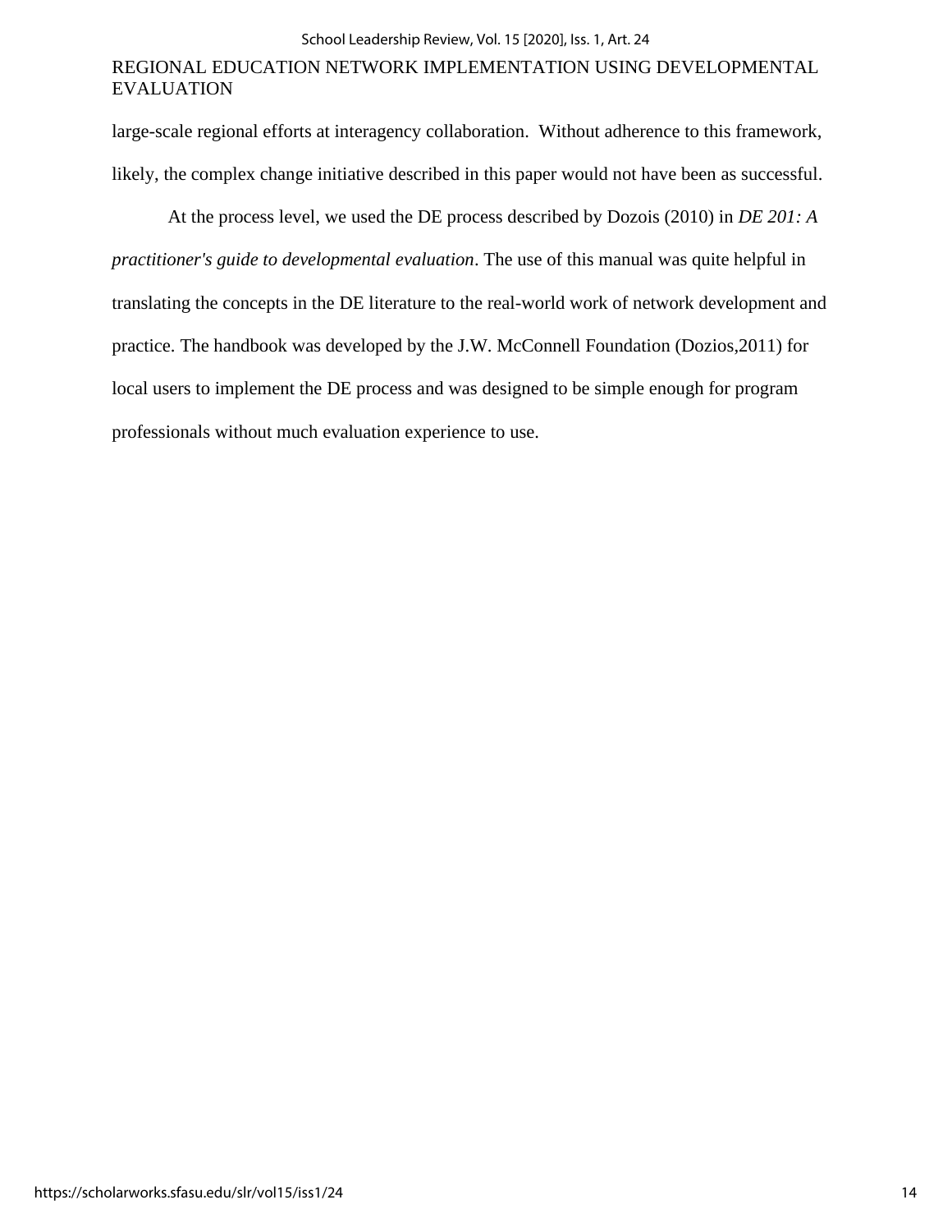large-scale regional efforts at interagency collaboration.  Without adherence to this framework, likely, the complex change initiative described in this paper would not have been as successful.

At the process level, we used the DE process described by Dozois (2010) in *DE 201: A practitioner's guide to developmental evaluation*. The use of this manual was quite helpful in translating the concepts in the DE literature to the real-world work of network development and practice. The handbook was developed by the J.W. McConnell Foundation (Dozios,2011) for local users to implement the DE process and was designed to be simple enough for program professionals without much evaluation experience to use.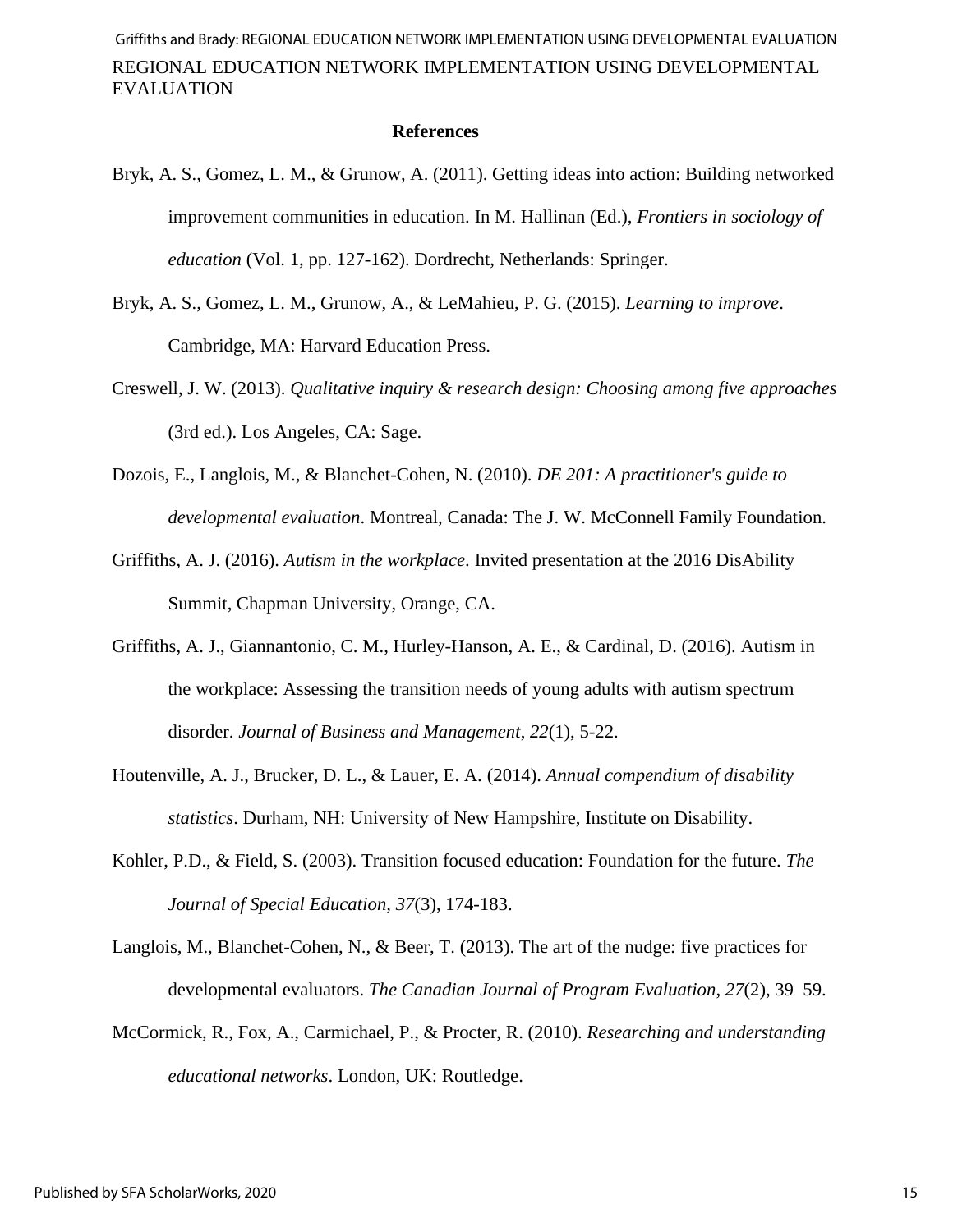## References

Bryk, A. S., Gomez, L. M., & Grunow, A. (2011). Getting ideas into action: Building networked improvement communities in education. In M. Hallinan (Ed.), *Frontiers in sociology of education* (Vol. 1, pp. 127-162). Dordrecht, Netherlands: Springer.

Bryk, A. S., Gomez, L. M., Grunow, A., & LeMahieu, P. G. (2015). *Learning to improve*. Cambridge, MA: Harvard Education Press.

Creswell, J. W. (2013). *Qualitative inquiry & research design: Choosing among five approaches* (3rd ed.). Los Angeles, CA: Sage.

Dozois, E., Langlois, M., & Blanchet-Cohen, N. (2010). *DE 201: A practitioner's guide to developmental evaluation*. Montreal, Canada: The J. W. McConnell Family Foundation.

Griffiths, A. J. (2016). *Autism in the workplace*. Invited presentation at the 2016 DisAbility Summit, Chapman University, Orange, CA.

Griffiths, A. J., Giannantonio, C. M., Hurley-Hanson, A. E., & Cardinal, D. (2016). Autism in the workplace: Assessing the transition needs of young adults with autism spectrum disorder. *Journal of Business and Management*, *22*(1), 5-22.

Houtenville, A. J., Brucker, D. L., & Lauer, E. A. (2014). *Annual compendium of disability statistics*. Durham, NH: University of New Hampshire, Institute on Disability.

Kohler, P.D., & Field, S. (2003). Transition focused education: Foundation for the future. *The Journal of Special Education*, *37*(3), 174-183.

Langlois, M., Blanchet-Cohen, N., & Beer, T. (2013). The art of the nudge: five practices for developmental evaluators. *The Canadian Journal of Program Evaluation*, *27*(2), 39–59.

McCormick, R., Fox, A., Carmichael, P., & Procter, R. (2010). *Researching and understanding educational networks*. London, UK: Routledge.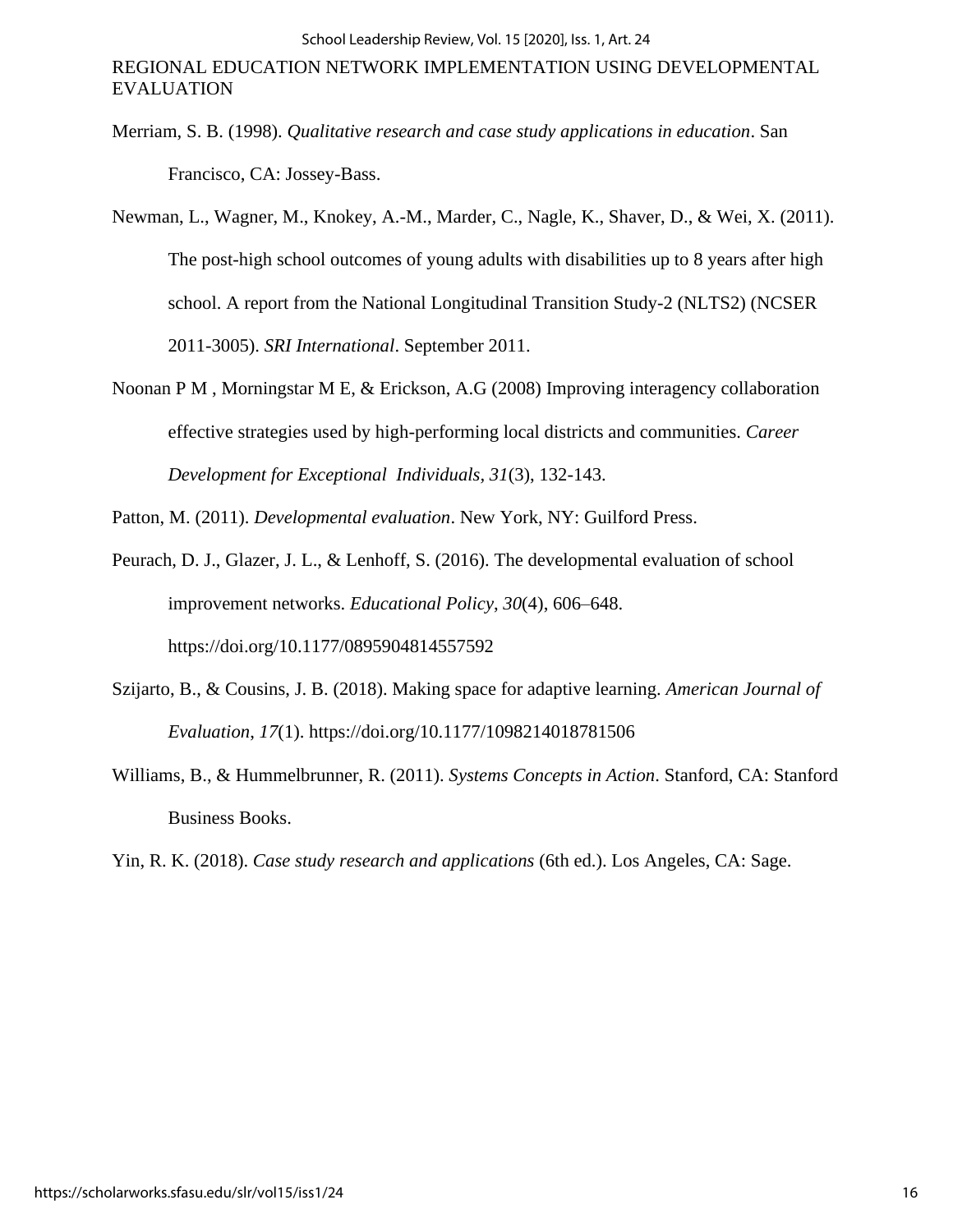Merriam, S. B. (1998). *Qualitative research and case study applications in education*. San Francisco, CA: Jossey-Bass.

Newman, L., Wagner, M., Knokey, A.-M., Marder, C., Nagle, K., Shaver, D., & Wei, X. (2011). The post-high school outcomes of young adults with disabilities up to 8 years after high school. A report from the National Longitudinal Transition Study-2 (NLTS2) (NCSER 2011-3005). *SRI International*. September 2011.

Noonan P M , Morningstar M E, & Erickson, A.G (2008) Improving interagency collaboration effective strategies used by high-performing local districts and communities. *Career Development for Exceptional Individuals, 31*(3), 132-143.

Patton, M. (2011). *Developmental evaluation*. New York, NY: Guilford Press.

Peurach, D. J., Glazer, J. L., & Lenhoff, S. (2016). The developmental evaluation of school improvement networks. *Educational Policy*, *30*(4), 606–648. https://doi.org/10.1177/0895904814557592

Szijarto, B., & Cousins, J. B. (2018). Making space for adaptive learning. *American Journal of Evaluation*, *17*(1). https://doi.org/10.1177/1098214018781506

Williams, B., & Hummelbrunner, R. (2011). *Systems Concepts in Action*. Stanford, CA: Stanford Business Books.

Yin, R. K. (2018). *Case study research and applications* (6th ed.). Los Angeles, CA: Sage.